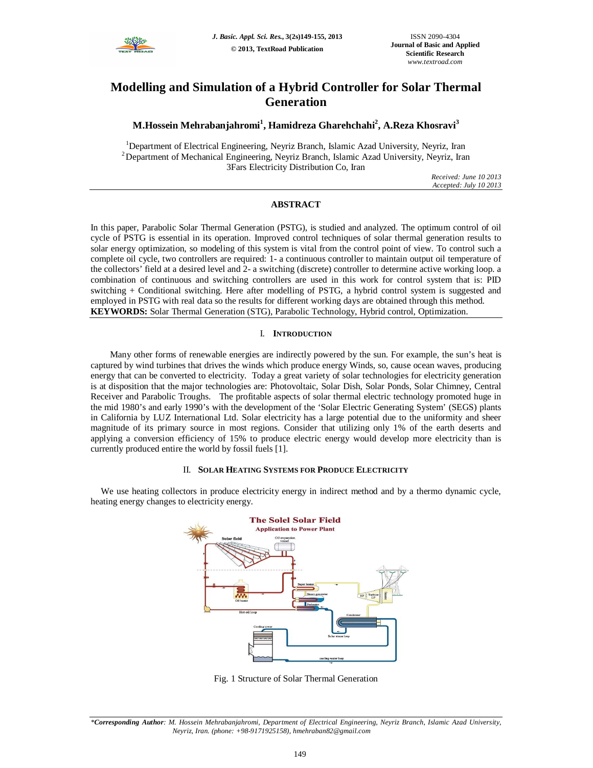# Modelling and Simulation of a Hybrid Controller for Solar Thermal Generation

**M.Hossein Mehrabanjahromi[1], Hamidreza Gharehchahi[2], A.Reza Khosravi[3]**

[1]Department of Electrical Engineering, Neyriz Branch, Islamic Azad University, Neyriz, Iran
[2]Department of Mechanical Engineering, Neyriz Branch, Islamic Azad University, Neyriz, Iran
3Fars Electricity Distribution Co, Iran

*Received: June 10 2013*
*Accepted: July 10 2013*

## ABSTRACT

In this paper, Parabolic Solar Thermal Generation (PSTG), is studied and analyzed. The optimum control of oil cycle of PSTG is essential in its operation. Improved control techniques of solar thermal generation results to solar energy optimization, so modeling of this system is vital from the control point of view. To control such a complete oil cycle, two controllers are required: 1- a continuous controller to maintain output oil temperature of the collectors' field at a desired level and 2- a switching (discrete) controller to determine active working loop. a combination of continuous and switching controllers are used in this work for control system that is: PID switching + Conditional switching. Here after modelling of PSTG, a hybrid control system is suggested and employed in PSTG with real data so the results for different working days are obtained through this method.

**KEYWORDS:** Solar Thermal Generation (STG), Parabolic Technology, Hybrid control, Optimization.

## I. Introduction

Many other forms of renewable energies are indirectly powered by the sun. For example, the sun's heat is captured by wind turbines that drives the winds which produce energy Winds, so, cause ocean waves, producing energy that can be converted to electricity. Today a great variety of solar technologies for electricity generation is at disposition that the major technologies are: Photovoltaic, Solar Dish, Solar Ponds, Solar Chimney, Central Receiver and Parabolic Troughs. The profitable aspects of solar thermal electric technology promoted huge in the mid 1980's and early 1990's with the development of the 'Solar Electric Generating System' (SEGS) plants in California by LUZ International Ltd. Solar electricity has a large potential due to the uniformity and sheer magnitude of its primary source in most regions. Consider that utilizing only 1% of the earth deserts and applying a conversion efficiency of 15% to produce electric energy would develop more electricity than is currently produced entire the world by fossil fuels [1].

## II. Solar Heating Systems for Produce Electricity

We use heating collectors in produce electricity energy in indirect method and by a thermo dynamic cycle, heating energy changes to electricity energy.

Fig. 1 Structure of Solar Thermal Generation

*\*Corresponding Author: M. Hossein Mehrabanjahromi, Department of Electrical Engineering, Neyriz Branch, Islamic Azad University, Neyriz, Iran. (phone: +98-9171925158), hmehraban82@gmail.com*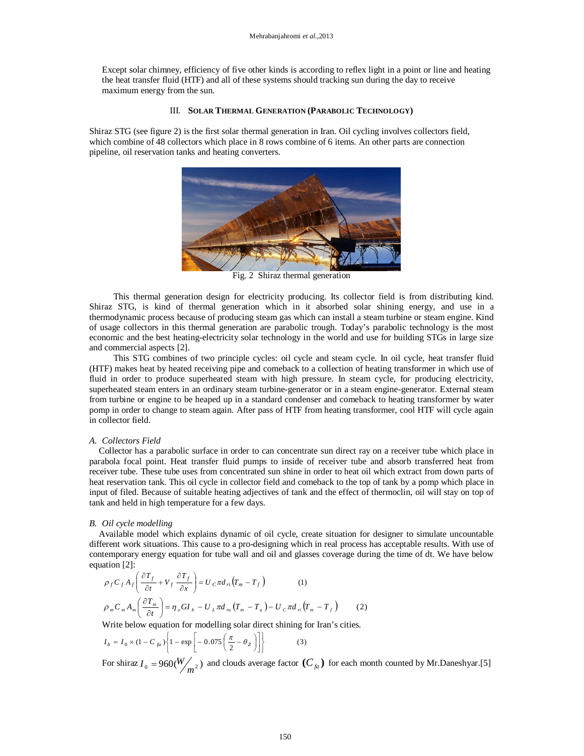Except solar chimney, efficiency of five other kinds is according to reflex light in a point or line and heating the heat transfer fluid (HTF) and all of these systems should tracking sun during the day to receive maximum energy from the sun.

## III. SOLAR THERMAL GENERATION (PARABOLIC TECHNOLOGY)

Shiraz STG (see figure 2) is the first solar thermal generation in Iran. Oil cycling involves collectors field, which combine of 48 collectors which place in 8 rows combine of 6 items. An other parts are connection pipeline, oil reservation tanks and heating converters.

Fig. 2 Shiraz thermal generation

This thermal generation design for electricity producing. Its collector field is from distributing kind. Shiraz STG, is kind of thermal generation which in it absorbed solar shining energy, and use in a thermodynamic process because of producing steam gas which can install a steam turbine or steam engine. Kind of usage collectors in this thermal generation are parabolic trough. Today's parabolic technology is the most economic and the best heating-electricity solar technology in the world and use for building STGs in large size and commercial aspects [2].

This STG combines of two principle cycles: oil cycle and steam cycle. In oil cycle, heat transfer fluid (HTF) makes heat by heated receiving pipe and comeback to a collection of heating transformer in which use of fluid in order to produce superheated steam with high pressure. In steam cycle, for producing electricity, superheated steam enters in an ordinary steam turbine-generator or in a steam engine-generator. External steam from turbine or engine to be heaped up in a standard condenser and comeback to heating transformer by water pump in order to change to steam again. After pass of HTF from heating transformer, cool HTF will cycle again in collector field.

### *A. Collectors Field*

Collector has a parabolic surface in order to can concentrate sun direct ray on a receiver tube which place in parabola focal point. Heat transfer fluid pumps to inside of receiver tube and absorb transferred heat from receiver tube. These tube uses from concentrated sun shine in order to heat oil which extract from down parts of heat reservation tank. This oil cycle in collector field and comeback to the top of tank by a pomp which place in input of filed. Because of suitable heating adjectives of tank and the effect of thermoclin, oil will stay on top of tank and held in high temperature for a few days.

### *B. Oil cycle modelling*

Available model which explains dynamic of oil cycle, create situation for designer to simulate uncountable different work situations. This cause to a pro-designing which in real process has acceptable results. With use of contemporary energy equation for tube wall and oil and glasses coverage during the time of dt. We have below equation [2]:

$$\rho_f C_f A_f \left( \frac{\partial T_f}{\partial t} + V_f \frac{\partial T_f}{\partial x} \right) = U_C \pi d_{ri} \left( T_m - T_f \right) \qquad (1)$$

$$\rho_m C_m A_m \left( \frac{\partial T_m}{\partial t} \right) = \eta_o G I_b - U_L \pi d_{ro} \left( T_m - T_a \right) - U_C \pi d_{ri} \left( T_m - T_f \right) \qquad (2)$$

Write below equation for modelling solar direct shining for Iran's cities.

$$I_b = I_0 \times (1 - C_{fa}) \left\{ 1 - \exp \left[ -0.075 \left( \frac{\pi}{2} - \theta_Z \right) \right] \right\} \qquad (3)$$

For shiraz $I_0 = 960(W/m^2)$ and clouds average factor $(C_{fa})$ for each month counted by Mr.Daneshyar.[5]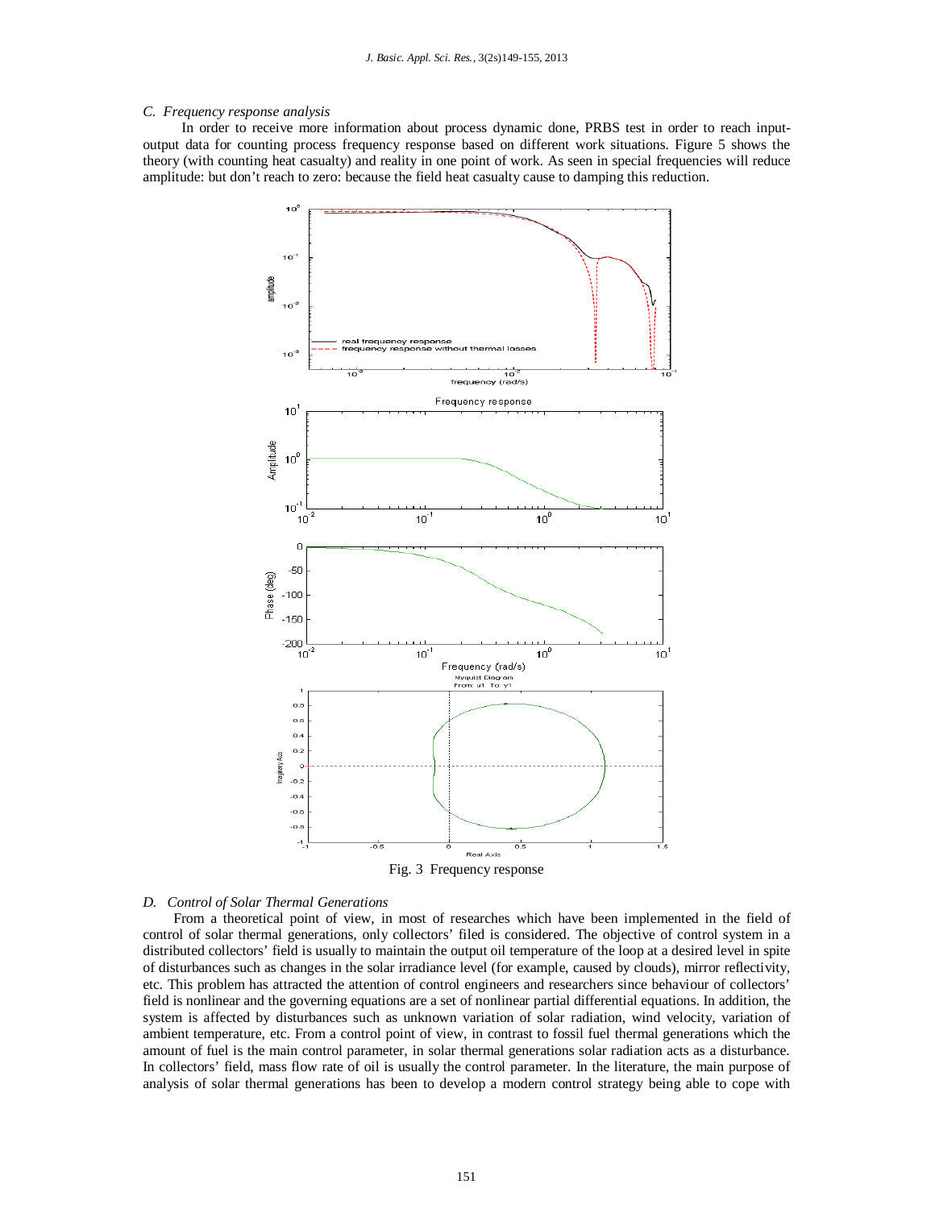### C. Frequency response analysis

In order to receive more information about process dynamic done, PRBS test in order to reach input-output data for counting process frequency response based on different work situations. Figure 5 shows the theory (with counting heat casualty) and reality in one point of work. As seen in special frequencies will reduce amplitude: but don't reach to zero: because the field heat casualty cause to damping this reduction.

Fig. 3 Frequency response

### D. Control of Solar Thermal Generations

From a theoretical point of view, in most of researches which have been implemented in the field of control of solar thermal generations, only collectors' filed is considered. The objective of control system in a distributed collectors' field is usually to maintain the output oil temperature of the loop at a desired level in spite of disturbances such as changes in the solar irradiance level (for example, caused by clouds), mirror reflectivity, etc. This problem has attracted the attention of control engineers and researchers since behaviour of collectors' field is nonlinear and the governing equations are a set of nonlinear partial differential equations. In addition, the system is affected by disturbances such as unknown variation of solar radiation, wind velocity, variation of ambient temperature, etc. From a control point of view, in contrast to fossil fuel thermal generations which the amount of fuel is the main control parameter, in solar thermal generations solar radiation acts as a disturbance. In collectors' field, mass flow rate of oil is usually the control parameter. In the literature, the main purpose of analysis of solar thermal generations has been to develop a modern control strategy being able to cope with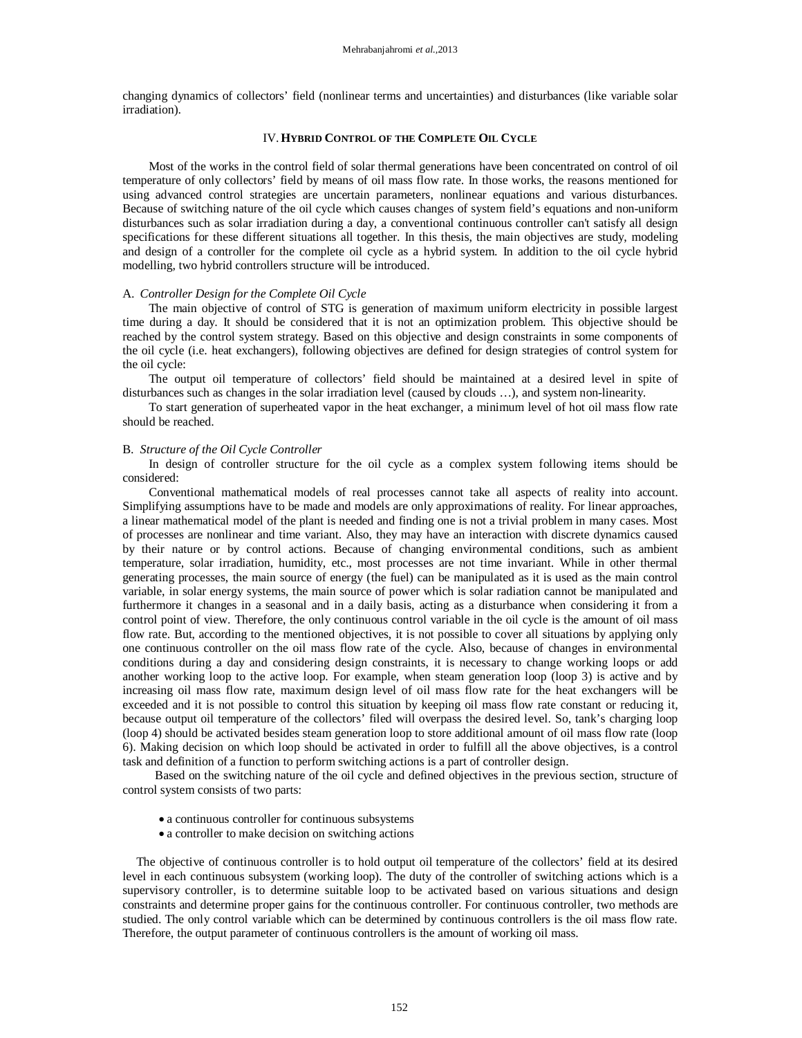changing dynamics of collectors' field (nonlinear terms and uncertainties) and disturbances (like variable solar irradiation).

## IV. Hybrid Control of the Complete Oil Cycle

Most of the works in the control field of solar thermal generations have been concentrated on control of oil temperature of only collectors' field by means of oil mass flow rate. In those works, the reasons mentioned for using advanced control strategies are uncertain parameters, nonlinear equations and various disturbances. Because of switching nature of the oil cycle which causes changes of system field's equations and non-uniform disturbances such as solar irradiation during a day, a conventional continuous controller can't satisfy all design specifications for these different situations all together. In this thesis, the main objectives are study, modeling and design of a controller for the complete oil cycle as a hybrid system. In addition to the oil cycle hybrid modelling, two hybrid controllers structure will be introduced.

### A. *Controller Design for the Complete Oil Cycle*

The main objective of control of STG is generation of maximum uniform electricity in possible largest time during a day. It should be considered that it is not an optimization problem. This objective should be reached by the control system strategy. Based on this objective and design constraints in some components of the oil cycle (i.e. heat exchangers), following objectives are defined for design strategies of control system for the oil cycle:

The output oil temperature of collectors' field should be maintained at a desired level in spite of disturbances such as changes in the solar irradiation level (caused by clouds …), and system non-linearity.

To start generation of superheated vapor in the heat exchanger, a minimum level of hot oil mass flow rate should be reached.

### B. *Structure of the Oil Cycle Controller*

In design of controller structure for the oil cycle as a complex system following items should be considered:

Conventional mathematical models of real processes cannot take all aspects of reality into account. Simplifying assumptions have to be made and models are only approximations of reality. For linear approaches, a linear mathematical model of the plant is needed and finding one is not a trivial problem in many cases. Most of processes are nonlinear and time variant. Also, they may have an interaction with discrete dynamics caused by their nature or by control actions. Because of changing environmental conditions, such as ambient temperature, solar irradiation, humidity, etc., most processes are not time invariant. While in other thermal generating processes, the main source of energy (the fuel) can be manipulated as it is used as the main control variable, in solar energy systems, the main source of power which is solar radiation cannot be manipulated and furthermore it changes in a seasonal and in a daily basis, acting as a disturbance when considering it from a control point of view. Therefore, the only continuous control variable in the oil cycle is the amount of oil mass flow rate. But, according to the mentioned objectives, it is not possible to cover all situations by applying only one continuous controller on the oil mass flow rate of the cycle. Also, because of changes in environmental conditions during a day and considering design constraints, it is necessary to change working loops or add another working loop to the active loop. For example, when steam generation loop (loop 3) is active and by increasing oil mass flow rate, maximum design level of oil mass flow rate for the heat exchangers will be exceeded and it is not possible to control this situation by keeping oil mass flow rate constant or reducing it, because output oil temperature of the collectors' filed will overpass the desired level. So, tank's charging loop (loop 4) should be activated besides steam generation loop to store additional amount of oil mass flow rate (loop 6). Making decision on which loop should be activated in order to fulfill all the above objectives, is a control task and definition of a function to perform switching actions is a part of controller design.

Based on the switching nature of the oil cycle and defined objectives in the previous section, structure of control system consists of two parts:

- a continuous controller for continuous subsystems
- a controller to make decision on switching actions

The objective of continuous controller is to hold output oil temperature of the collectors' field at its desired level in each continuous subsystem (working loop). The duty of the controller of switching actions which is a supervisory controller, is to determine suitable loop to be activated based on various situations and design constraints and determine proper gains for the continuous controller. For continuous controller, two methods are studied. The only control variable which can be determined by continuous controllers is the oil mass flow rate. Therefore, the output parameter of continuous controllers is the amount of working oil mass.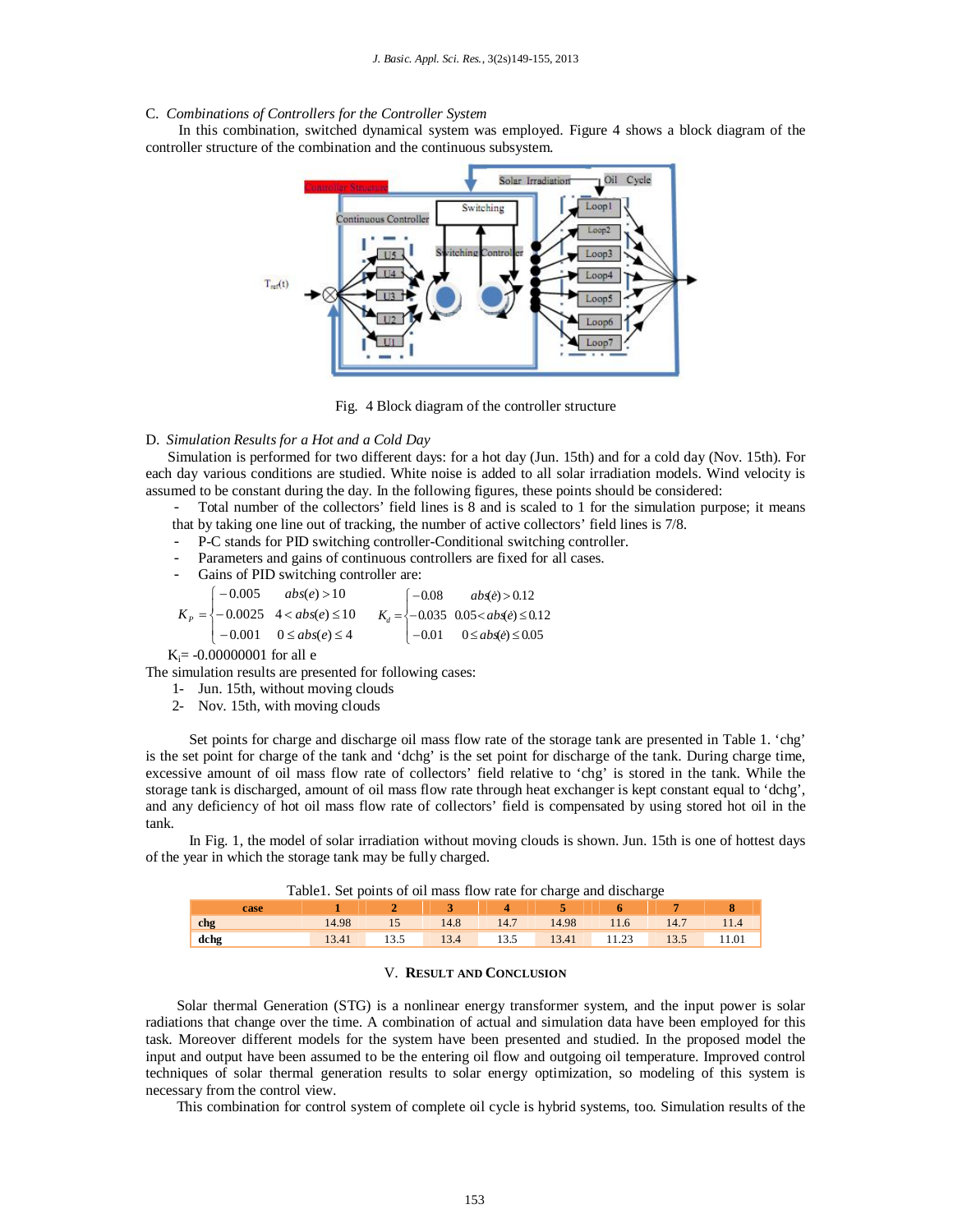C. *Combinations of Controllers for the Controller System*

In this combination, switched dynamical system was employed. Figure 4 shows a block diagram of the controller structure of the combination and the continuous subsystem.

Fig. 4 Block diagram of the controller structure

D. *Simulation Results for a Hot and a Cold Day*

Simulation is performed for two different days: for a hot day (Jun. 15th) and for a cold day (Nov. 15th). For each day various conditions are studied. White noise is added to all solar irradiation models. Wind velocity is assumed to be constant during the day. In the following figures, these points should be considered:

- Total number of the collectors' field lines is 8 and is scaled to 1 for the simulation purpose; it means that by taking one line out of tracking, the number of active collectors' field lines is 7/8.
- P-C stands for PID switching controller-Conditional switching controller.
- Parameters and gains of continuous controllers are fixed for all cases.
- Gains of PID switching controller are:

$$K_P = \begin{cases} -0.005 & abs(e) > 10 \\ -0.0025 & 4 < abs(e) \le 10 \\ -0.001 & 0 \le abs(e) \le 4 \end{cases} \qquad K_d = \begin{cases} -0.08 & abs(\dot{e}) > 0.12 \\ -0.035 & 0.05 < abs(\dot{e}) \le 0.12 \\ -0.01 & 0 \le abs(\dot{e}) \le 0.05 \end{cases}$$

$K_i$= -0.00000001 for all e

The simulation results are presented for following cases:

1- Jun. 15th, without moving clouds
2- Nov. 15th, with moving clouds

Set points for charge and discharge oil mass flow rate of the storage tank are presented in Table 1. 'chg' is the set point for charge of the tank and 'dchg' is the set point for discharge of the tank. During charge time, excessive amount of oil mass flow rate of collectors' field relative to 'chg' is stored in the tank. While the storage tank is discharged, amount of oil mass flow rate through heat exchanger is kept constant equal to 'dchg', and any deficiency of hot oil mass flow rate of collectors' field is compensated by using stored hot oil in the tank.

In Fig. 1, the model of solar irradiation without moving clouds is shown. Jun. 15th is one of hottest days of the year in which the storage tank may be fully charged.

Table1. Set points of oil mass flow rate for charge and discharge

| case | 1 | 2 | 3 | 4 | 5 | 6 | 7 | 8 |
|---|---|---|---|---|---|---|---|---|
| **chg** | 14.98 | 15 | 14.8 | 14.7 | 14.98 | 11.6 | 14.7 | 11.4 |
| **dchg** | 13.41 | 13.5 | 13.4 | 13.5 | 13.41 | 11.23 | 13.5 | 11.01 |

## V. Result and Conclusion

Solar thermal Generation (STG) is a nonlinear energy transformer system, and the input power is solar radiations that change over the time. A combination of actual and simulation data have been employed for this task. Moreover different models for the system have been presented and studied. In the proposed model the input and output have been assumed to be the entering oil flow and outgoing oil temperature. Improved control techniques of solar thermal generation results to solar energy optimization, so modeling of this system is necessary from the control view.

This combination for control system of complete oil cycle is hybrid systems, too. Simulation results of the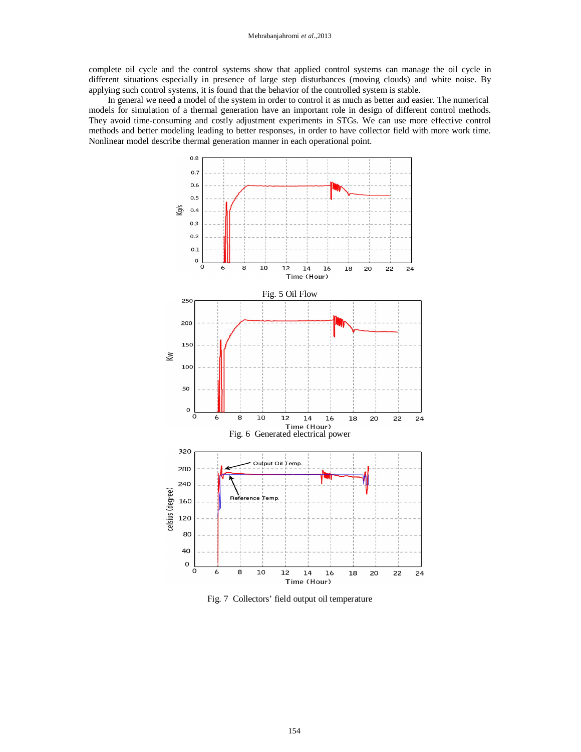complete oil cycle and the control systems show that applied control systems can manage the oil cycle in different situations especially in presence of large step disturbances (moving clouds) and white noise. By applying such control systems, it is found that the behavior of the controlled system is stable.

In general we need a model of the system in order to control it as much as better and easier. The numerical models for simulation of a thermal generation have an important role in design of different control methods. They avoid time-consuming and costly adjustment experiments in STGs. We can use more effective control methods and better modeling leading to better responses, in order to have collector field with more work time. Nonlinear model describe thermal generation manner in each operational point.

Fig. 5 Oil Flow

Fig. 6 Generated electrical power

Fig. 7 Collectors' field output oil temperature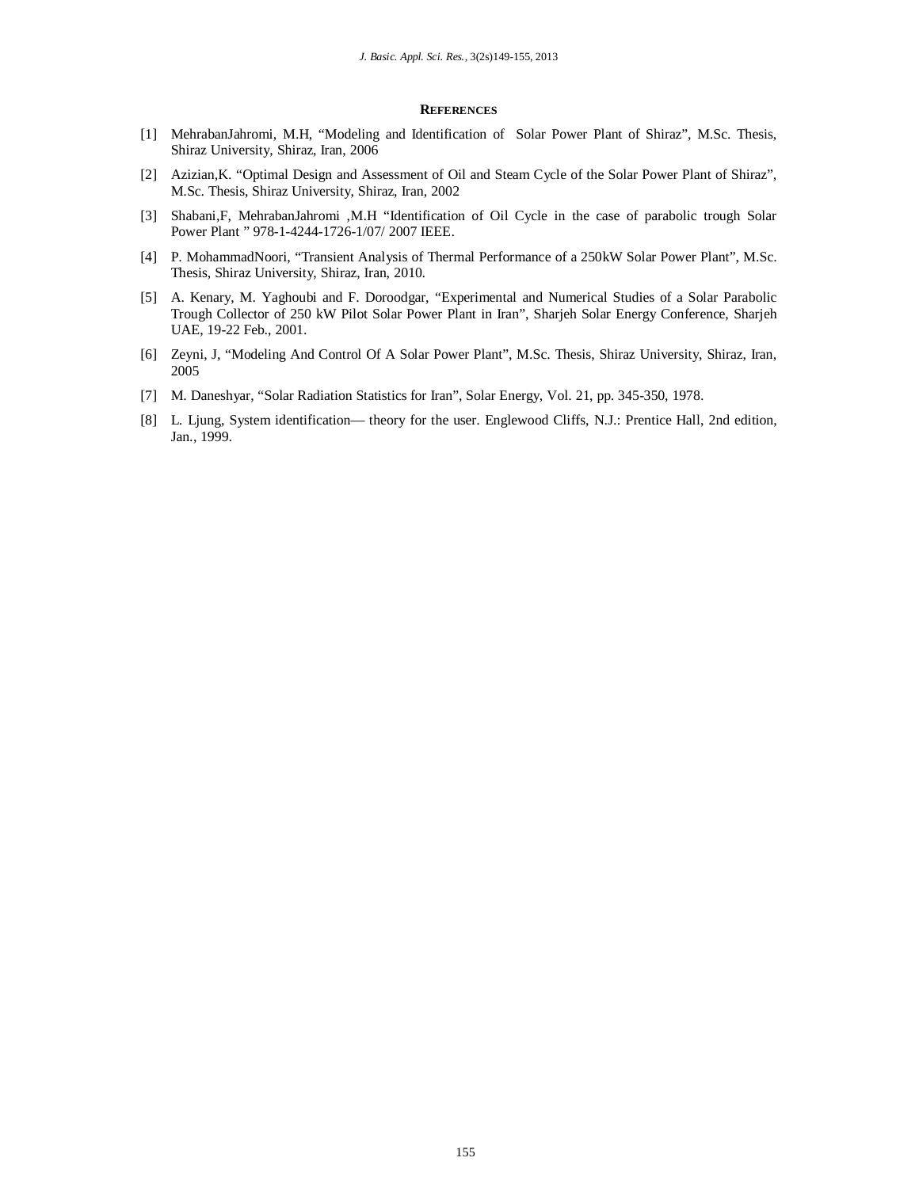## REFERENCES

[1] MehrabanJahromi, M.H, "Modeling and Identification of  Solar Power Plant of Shiraz", M.Sc. Thesis, Shiraz University, Shiraz, Iran, 2006

[2] Azizian,K. "Optimal Design and Assessment of Oil and Steam Cycle of the Solar Power Plant of Shiraz", M.Sc. Thesis, Shiraz University, Shiraz, Iran, 2002

[3] Shabani,F, MehrabanJahromi ,M.H "Identification of Oil Cycle in the case of parabolic trough Solar Power Plant " 978-1-4244-1726-1/07/ 2007 IEEE.

[4] P. MohammadNoori, "Transient Analysis of Thermal Performance of a 250kW Solar Power Plant", M.Sc. Thesis, Shiraz University, Shiraz, Iran, 2010.

[5] A. Kenary, M. Yaghoubi and F. Doroodgar, "Experimental and Numerical Studies of a Solar Parabolic Trough Collector of 250 kW Pilot Solar Power Plant in Iran", Sharjeh Solar Energy Conference, Sharjeh UAE, 19-22 Feb., 2001.

[6] Zeyni, J, "Modeling And Control Of A Solar Power Plant", M.Sc. Thesis, Shiraz University, Shiraz, Iran, 2005

[7] M. Daneshyar, "Solar Radiation Statistics for Iran", Solar Energy, Vol. 21, pp. 345-350, 1978.

[8] L. Ljung, System identification— theory for the user. Englewood Cliffs, N.J.: Prentice Hall, 2nd edition, Jan., 1999.